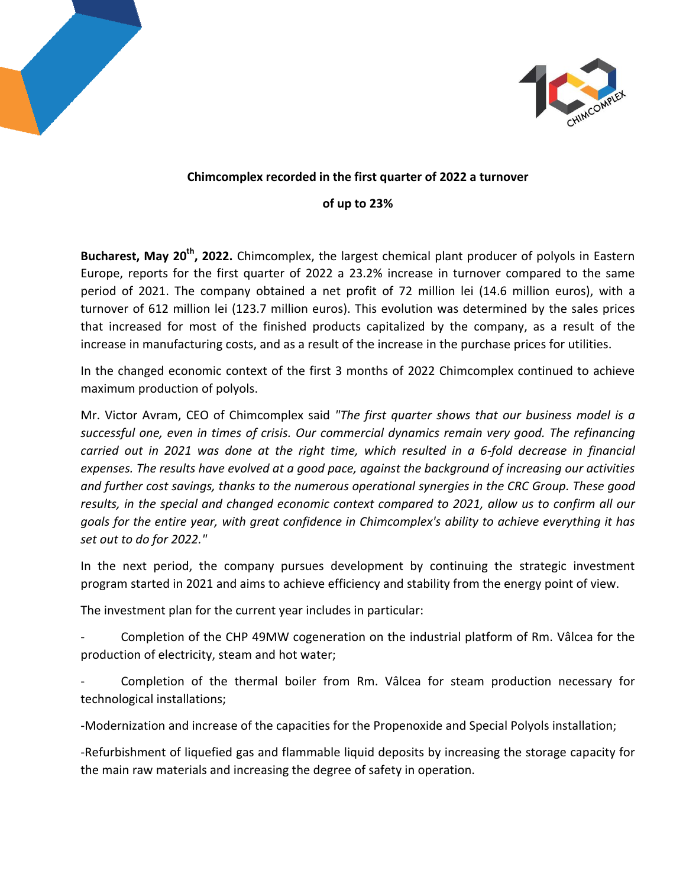**Chimcomplex recorded in the first quarter of 2022 a turnover of up to 23%**

**Bucharest, May 20th, 2022.** Chimcomplex, the largest chemical plant producer of polyols in Eastern Europe, reports for the first quarter of 2022 a 23.2% increase in turnover compared to the same period of 2021. The company obtained a net profit of 72 million lei (14.6 million euros), with a turnover of 612 million lei (123.7 million euros). This evolution was determined by the sales prices that increased for most of the finished products capitalized by the company, as a result of the increase in manufacturing costs, and as a result of the increase in the purchase prices for utilities.

In the changed economic context of the first 3 months of 2022 Chimcomplex continued to achieve maximum production of polyols.

Mr. Victor Avram, CEO of Chimcomplex said *"The first quarter shows that our business model is a successful one, even in times of crisis. Our commercial dynamics remain very good. The refinancing carried out in 2021 was done at the right time, which resulted in a 6-fold decrease in financial expenses. The results have evolved at a good pace, against the background of increasing our activities and further cost savings, thanks to the numerous operational synergies in the CRC Group. These good results, in the special and changed economic context compared to 2021, allow us to confirm all our goals for the entire year, with great confidence in Chimcomplex's ability to achieve everything it has set out to do for 2022."*

In the next period, the company pursues development by continuing the strategic investment program started in 2021 and aims to achieve efficiency and stability from the energy point of view.

The investment plan for the current year includes in particular:

- Completion of the CHP 49MW cogeneration on the industrial platform of Rm. Vâlcea for the production of electricity, steam and hot water;
- Completion of the thermal boiler from Rm. Vâlcea for steam production necessary for technological installations;
- Modernization and increase of the capacities for the Propenoxide and Special Polyols installation;
- Refurbishment of liquefied gas and flammable liquid deposits by increasing the storage capacity for the main raw materials and increasing the degree of safety in operation.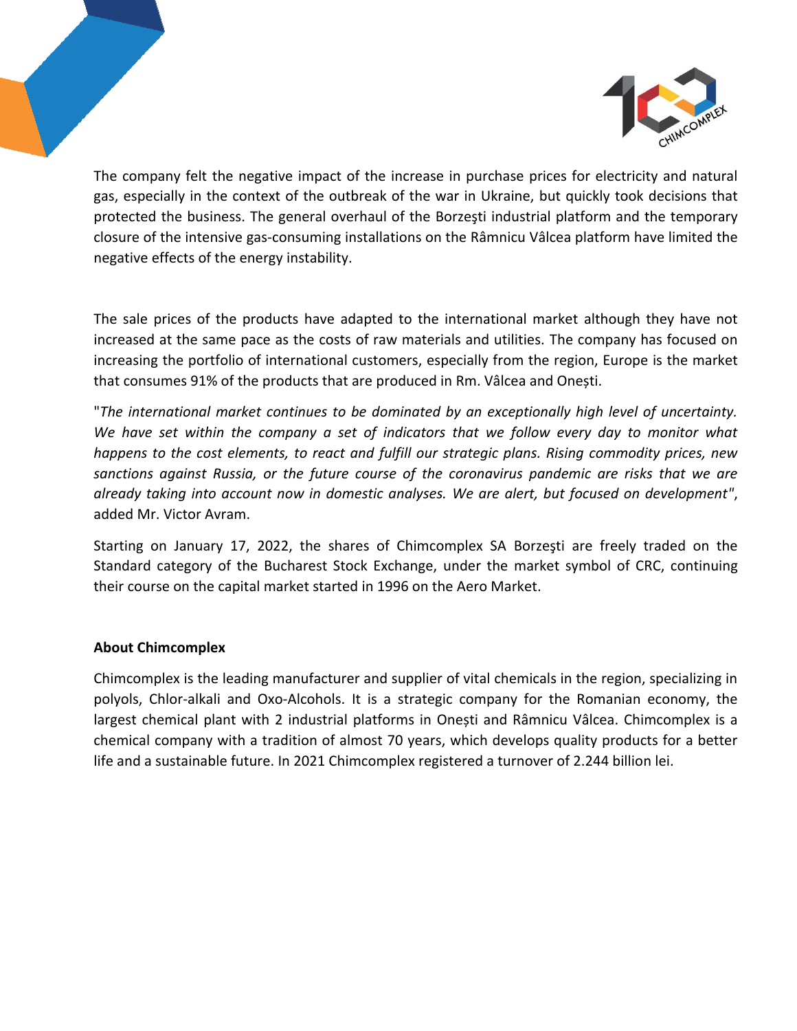The company felt the negative impact of the increase in purchase prices for electricity and natural gas, especially in the context of the outbreak of the war in Ukraine, but quickly took decisions that protected the business. The general overhaul of the Borzeşti industrial platform and the temporary closure of the intensive gas-consuming installations on the Râmnicu Vâlcea platform have limited the negative effects of the energy instability.

The sale prices of the products have adapted to the international market although they have not increased at the same pace as the costs of raw materials and utilities. The company has focused on increasing the portfolio of international customers, especially from the region, Europe is the market that consumes 91% of the products that are produced in Rm. Vâlcea and Onești.

"*The international market continues to be dominated by an exceptionally high level of uncertainty. We have set within the company a set of indicators that we follow every day to monitor what happens to the cost elements, to react and fulfill our strategic plans. Rising commodity prices, new sanctions against Russia, or the future course of the coronavirus pandemic are risks that we are already taking into account now in domestic analyses. We are alert, but focused on development*", added Mr. Victor Avram.

Starting on January 17, 2022, the shares of Chimcomplex SA Borzeşti are freely traded on the Standard category of the Bucharest Stock Exchange, under the market symbol of CRC, continuing their course on the capital market started in 1996 on the Aero Market.

**About Chimcomplex**

Chimcomplex is the leading manufacturer and supplier of vital chemicals in the region, specializing in polyols, Chlor-alkali and Oxo-Alcohols. It is a strategic company for the Romanian economy, the largest chemical plant with 2 industrial platforms in Onești and Râmnicu Vâlcea. Chimcomplex is a chemical company with a tradition of almost 70 years, which develops quality products for a better life and a sustainable future. In 2021 Chimcomplex registered a turnover of 2.244 billion lei.